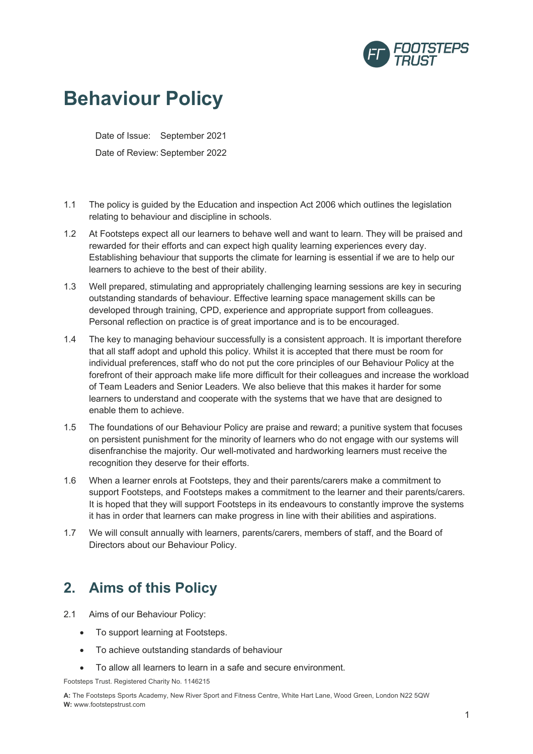# Behaviour Policy

Date of Issue: September 2021

Date of Review: September 2022

1.1 The policy is guided by the Education and inspection Act 2006 which outlines the legislation relating to behaviour and discipline in schools.

1.2 At Footsteps expect all our learners to behave well and want to learn. They will be praised and rewarded for their efforts and can expect high quality learning experiences every day. Establishing behaviour that supports the climate for learning is essential if we are to help our learners to achieve to the best of their ability.

1.3 Well prepared, stimulating and appropriately challenging learning sessions are key in securing outstanding standards of behaviour. Effective learning space management skills can be developed through training, CPD, experience and appropriate support from colleagues. Personal reflection on practice is of great importance and is to be encouraged.

1.4 The key to managing behaviour successfully is a consistent approach. It is important therefore that all staff adopt and uphold this policy. Whilst it is accepted that there must be room for individual preferences, staff who do not put the core principles of our Behaviour Policy at the forefront of their approach make life more difficult for their colleagues and increase the workload of Team Leaders and Senior Leaders. We also believe that this makes it harder for some learners to understand and cooperate with the systems that we have that are designed to enable them to achieve.

1.5 The foundations of our Behaviour Policy are praise and reward; a punitive system that focuses on persistent punishment for the minority of learners who do not engage with our systems will disenfranchise the majority. Our well-motivated and hardworking learners must receive the recognition they deserve for their efforts.

1.6 When a learner enrols at Footsteps, they and their parents/carers make a commitment to support Footsteps, and Footsteps makes a commitment to the learner and their parents/carers. It is hoped that they will support Footsteps in its endeavours to constantly improve the systems it has in order that learners can make progress in line with their abilities and aspirations.

1.7 We will consult annually with learners, parents/carers, members of staff, and the Board of Directors about our Behaviour Policy.

## 2. Aims of this Policy

2.1 Aims of our Behaviour Policy:

- To support learning at Footsteps.
- To achieve outstanding standards of behaviour
- To allow all learners to learn in a safe and secure environment.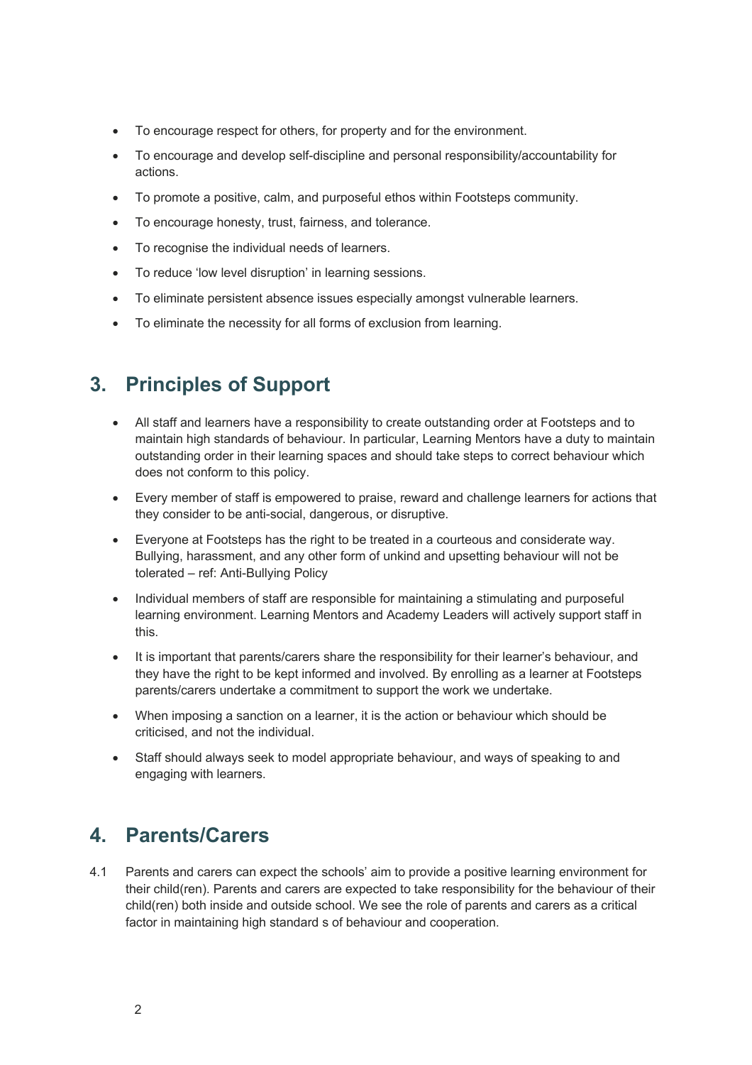- To encourage respect for others, for property and for the environment.
- To encourage and develop self-discipline and personal responsibility/accountability for actions.
- To promote a positive, calm, and purposeful ethos within Footsteps community.
- To encourage honesty, trust, fairness, and tolerance.
- To recognise the individual needs of learners.
- To reduce 'low level disruption' in learning sessions.
- To eliminate persistent absence issues especially amongst vulnerable learners.
- To eliminate the necessity for all forms of exclusion from learning.

## 3. Principles of Support

- All staff and learners have a responsibility to create outstanding order at Footsteps and to maintain high standards of behaviour. In particular, Learning Mentors have a duty to maintain outstanding order in their learning spaces and should take steps to correct behaviour which does not conform to this policy.
- Every member of staff is empowered to praise, reward and challenge learners for actions that they consider to be anti-social, dangerous, or disruptive.
- Everyone at Footsteps has the right to be treated in a courteous and considerate way. Bullying, harassment, and any other form of unkind and upsetting behaviour will not be tolerated – ref: Anti-Bullying Policy
- Individual members of staff are responsible for maintaining a stimulating and purposeful learning environment. Learning Mentors and Academy Leaders will actively support staff in this.
- It is important that parents/carers share the responsibility for their learner's behaviour, and they have the right to be kept informed and involved. By enrolling as a learner at Footsteps parents/carers undertake a commitment to support the work we undertake.
- When imposing a sanction on a learner, it is the action or behaviour which should be criticised, and not the individual.
- Staff should always seek to model appropriate behaviour, and ways of speaking to and engaging with learners.

## 4. Parents/Carers

4.1 Parents and carers can expect the schools' aim to provide a positive learning environment for their child(ren). Parents and carers are expected to take responsibility for the behaviour of their child(ren) both inside and outside school. We see the role of parents and carers as a critical factor in maintaining high standard s of behaviour and cooperation.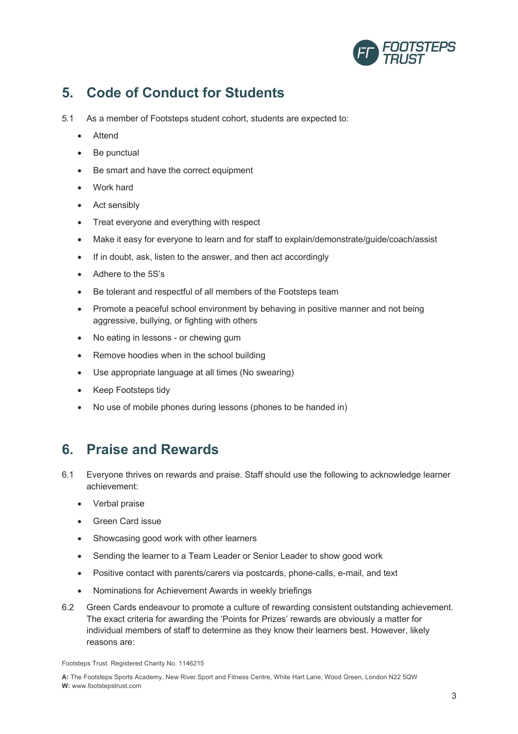## 5. Code of Conduct for Students

5.1 As a member of Footsteps student cohort, students are expected to:

- Attend
- Be punctual
- Be smart and have the correct equipment
- Work hard
- Act sensibly
- Treat everyone and everything with respect
- Make it easy for everyone to learn and for staff to explain/demonstrate/guide/coach/assist
- If in doubt, ask, listen to the answer, and then act accordingly
- Adhere to the 5S's
- Be tolerant and respectful of all members of the Footsteps team
- Promote a peaceful school environment by behaving in positive manner and not being aggressive, bullying, or fighting with others
- No eating in lessons - or chewing gum
- Remove hoodies when in the school building
- Use appropriate language at all times (No swearing)
- Keep Footsteps tidy
- No use of mobile phones during lessons (phones to be handed in)

## 6. Praise and Rewards

6.1 Everyone thrives on rewards and praise. Staff should use the following to acknowledge learner achievement:

- Verbal praise
- Green Card issue
- Showcasing good work with other learners
- Sending the learner to a Team Leader or Senior Leader to show good work
- Positive contact with parents/carers via postcards, phone-calls, e-mail, and text
- Nominations for Achievement Awards in weekly briefings

6.2 Green Cards endeavour to promote a culture of rewarding consistent outstanding achievement. The exact criteria for awarding the 'Points for Prizes' rewards are obviously a matter for individual members of staff to determine as they know their learners best. However, likely reasons are: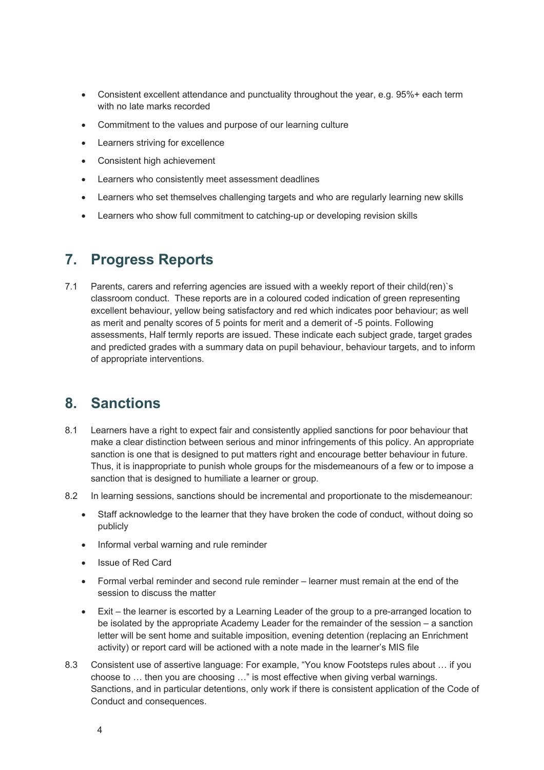- Consistent excellent attendance and punctuality throughout the year, e.g. 95%+ each term with no late marks recorded
- Commitment to the values and purpose of our learning culture
- Learners striving for excellence
- Consistent high achievement
- Learners who consistently meet assessment deadlines
- Learners who set themselves challenging targets and who are regularly learning new skills
- Learners who show full commitment to catching-up or developing revision skills

## 7. Progress Reports

7.1 Parents, carers and referring agencies are issued with a weekly report of their child(ren)`s classroom conduct. These reports are in a coloured coded indication of green representing excellent behaviour, yellow being satisfactory and red which indicates poor behaviour; as well as merit and penalty scores of 5 points for merit and a demerit of -5 points. Following assessments, Half termly reports are issued. These indicate each subject grade, target grades and predicted grades with a summary data on pupil behaviour, behaviour targets, and to inform of appropriate interventions.

## 8. Sanctions

8.1 Learners have a right to expect fair and consistently applied sanctions for poor behaviour that make a clear distinction between serious and minor infringements of this policy. An appropriate sanction is one that is designed to put matters right and encourage better behaviour in future. Thus, it is inappropriate to punish whole groups for the misdemeanours of a few or to impose a sanction that is designed to humiliate a learner or group.

8.2 In learning sessions, sanctions should be incremental and proportionate to the misdemeanour:

- Staff acknowledge to the learner that they have broken the code of conduct, without doing so publicly
- Informal verbal warning and rule reminder
- Issue of Red Card
- Formal verbal reminder and second rule reminder – learner must remain at the end of the session to discuss the matter
- Exit – the learner is escorted by a Learning Leader of the group to a pre-arranged location to be isolated by the appropriate Academy Leader for the remainder of the session – a sanction letter will be sent home and suitable imposition, evening detention (replacing an Enrichment activity) or report card will be actioned with a note made in the learner's MIS file

8.3 Consistent use of assertive language: For example, "You know Footsteps rules about … if you choose to … then you are choosing …" is most effective when giving verbal warnings. Sanctions, and in particular detentions, only work if there is consistent application of the Code of Conduct and consequences.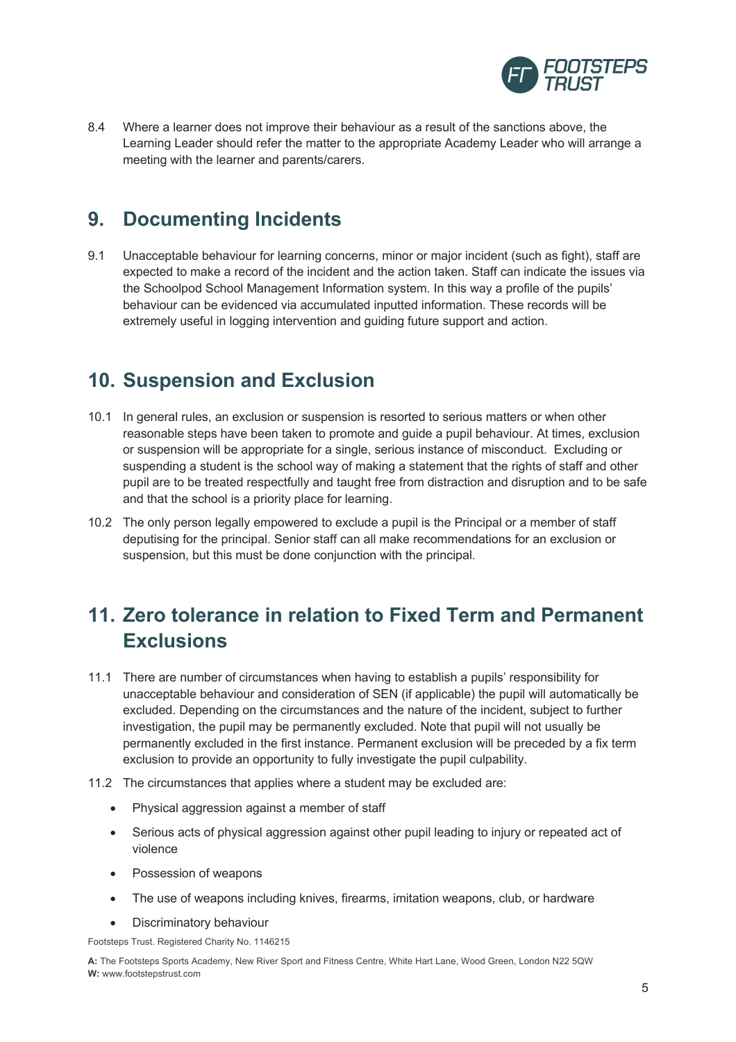8.4 Where a learner does not improve their behaviour as a result of the sanctions above, the Learning Leader should refer the matter to the appropriate Academy Leader who will arrange a meeting with the learner and parents/carers.

## 9. Documenting Incidents

9.1 Unacceptable behaviour for learning concerns, minor or major incident (such as fight), staff are expected to make a record of the incident and the action taken. Staff can indicate the issues via the Schoolpod School Management Information system. In this way a profile of the pupils' behaviour can be evidenced via accumulated inputted information. These records will be extremely useful in logging intervention and guiding future support and action.

## 10. Suspension and Exclusion

10.1 In general rules, an exclusion or suspension is resorted to serious matters or when other reasonable steps have been taken to promote and guide a pupil behaviour. At times, exclusion or suspension will be appropriate for a single, serious instance of misconduct. Excluding or suspending a student is the school way of making a statement that the rights of staff and other pupil are to be treated respectfully and taught free from distraction and disruption and to be safe and that the school is a priority place for learning.

10.2 The only person legally empowered to exclude a pupil is the Principal or a member of staff deputising for the principal. Senior staff can all make recommendations for an exclusion or suspension, but this must be done conjunction with the principal.

## 11. Zero tolerance in relation to Fixed Term and Permanent Exclusions

11.1 There are number of circumstances when having to establish a pupils' responsibility for unacceptable behaviour and consideration of SEN (if applicable) the pupil will automatically be excluded. Depending on the circumstances and the nature of the incident, subject to further investigation, the pupil may be permanently excluded. Note that pupil will not usually be permanently excluded in the first instance. Permanent exclusion will be preceded by a fix term exclusion to provide an opportunity to fully investigate the pupil culpability.

11.2 The circumstances that applies where a student may be excluded are:

- Physical aggression against a member of staff
- Serious acts of physical aggression against other pupil leading to injury or repeated act of violence
- Possession of weapons
- The use of weapons including knives, firearms, imitation weapons, club, or hardware
- Discriminatory behaviour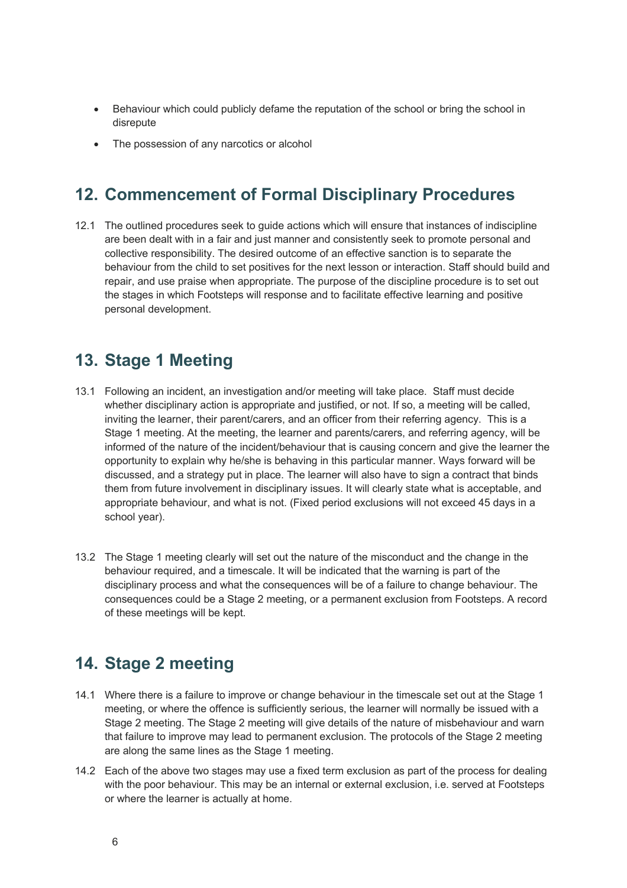- Behaviour which could publicly defame the reputation of the school or bring the school in disrepute
- The possession of any narcotics or alcohol

## 12. Commencement of Formal Disciplinary Procedures

12.1 The outlined procedures seek to guide actions which will ensure that instances of indiscipline are been dealt with in a fair and just manner and consistently seek to promote personal and collective responsibility. The desired outcome of an effective sanction is to separate the behaviour from the child to set positives for the next lesson or interaction. Staff should build and repair, and use praise when appropriate. The purpose of the discipline procedure is to set out the stages in which Footsteps will response and to facilitate effective learning and positive personal development.

## 13. Stage 1 Meeting

13.1 Following an incident, an investigation and/or meeting will take place. Staff must decide whether disciplinary action is appropriate and justified, or not. If so, a meeting will be called, inviting the learner, their parent/carers, and an officer from their referring agency. This is a Stage 1 meeting. At the meeting, the learner and parents/carers, and referring agency, will be informed of the nature of the incident/behaviour that is causing concern and give the learner the opportunity to explain why he/she is behaving in this particular manner. Ways forward will be discussed, and a strategy put in place. The learner will also have to sign a contract that binds them from future involvement in disciplinary issues. It will clearly state what is acceptable, and appropriate behaviour, and what is not. (Fixed period exclusions will not exceed 45 days in a school year).

13.2 The Stage 1 meeting clearly will set out the nature of the misconduct and the change in the behaviour required, and a timescale. It will be indicated that the warning is part of the disciplinary process and what the consequences will be of a failure to change behaviour. The consequences could be a Stage 2 meeting, or a permanent exclusion from Footsteps. A record of these meetings will be kept.

## 14. Stage 2 meeting

14.1 Where there is a failure to improve or change behaviour in the timescale set out at the Stage 1 meeting, or where the offence is sufficiently serious, the learner will normally be issued with a Stage 2 meeting. The Stage 2 meeting will give details of the nature of misbehaviour and warn that failure to improve may lead to permanent exclusion. The protocols of the Stage 2 meeting are along the same lines as the Stage 1 meeting.

14.2 Each of the above two stages may use a fixed term exclusion as part of the process for dealing with the poor behaviour. This may be an internal or external exclusion, i.e. served at Footsteps or where the learner is actually at home.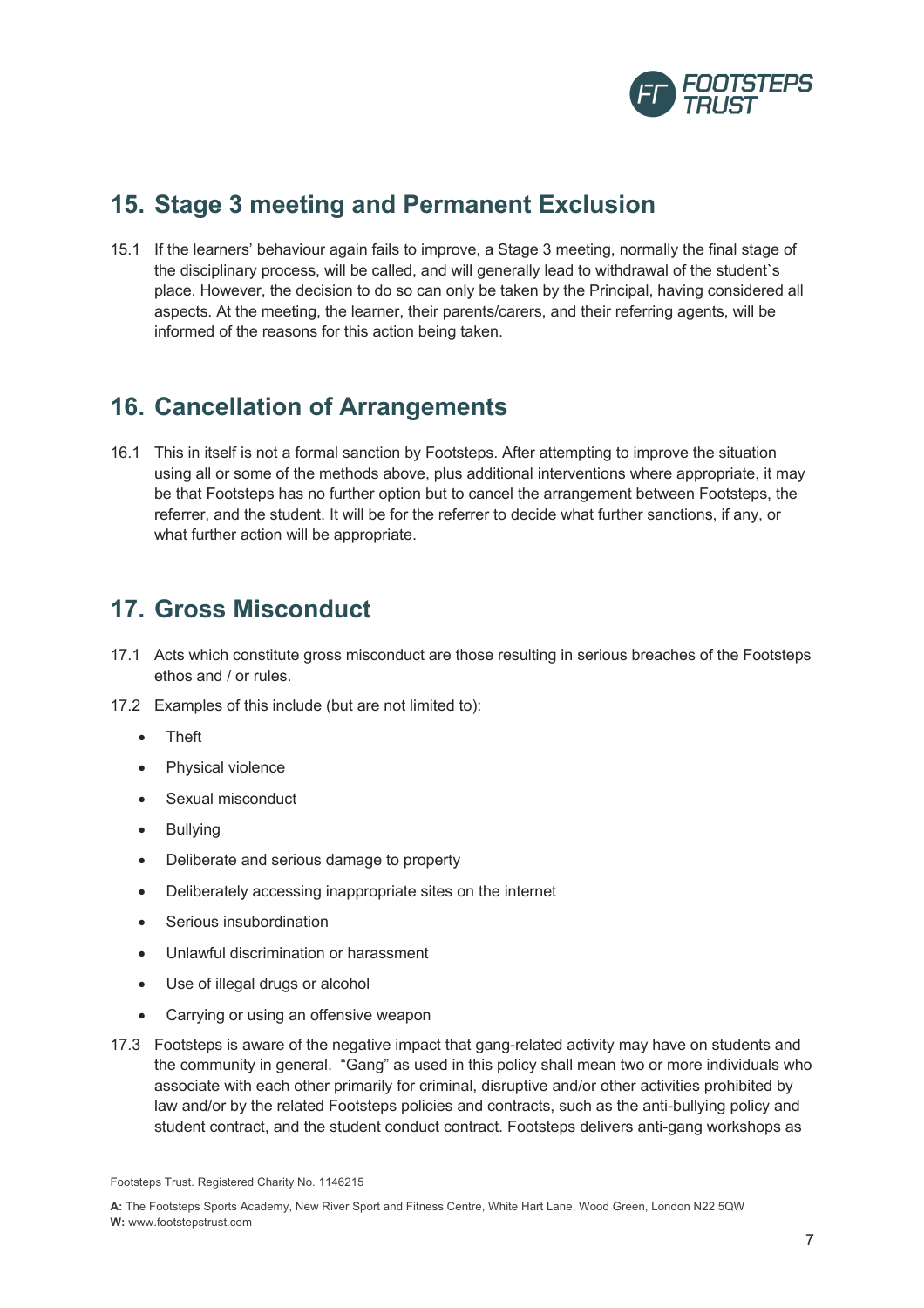## 15. Stage 3 meeting and Permanent Exclusion

15.1 If the learners' behaviour again fails to improve, a Stage 3 meeting, normally the final stage of the disciplinary process, will be called, and will generally lead to withdrawal of the student`s place. However, the decision to do so can only be taken by the Principal, having considered all aspects. At the meeting, the learner, their parents/carers, and their referring agents, will be informed of the reasons for this action being taken.

## 16. Cancellation of Arrangements

16.1 This in itself is not a formal sanction by Footsteps. After attempting to improve the situation using all or some of the methods above, plus additional interventions where appropriate, it may be that Footsteps has no further option but to cancel the arrangement between Footsteps, the referrer, and the student. It will be for the referrer to decide what further sanctions, if any, or what further action will be appropriate.

## 17. Gross Misconduct

17.1 Acts which constitute gross misconduct are those resulting in serious breaches of the Footsteps ethos and / or rules.

17.2 Examples of this include (but are not limited to):

- Theft
- Physical violence
- Sexual misconduct
- Bullying
- Deliberate and serious damage to property
- Deliberately accessing inappropriate sites on the internet
- Serious insubordination
- Unlawful discrimination or harassment
- Use of illegal drugs or alcohol
- Carrying or using an offensive weapon

17.3 Footsteps is aware of the negative impact that gang-related activity may have on students and the community in general. "Gang" as used in this policy shall mean two or more individuals who associate with each other primarily for criminal, disruptive and/or other activities prohibited by law and/or by the related Footsteps policies and contracts, such as the anti-bullying policy and student contract, and the student conduct contract. Footsteps delivers anti-gang workshops as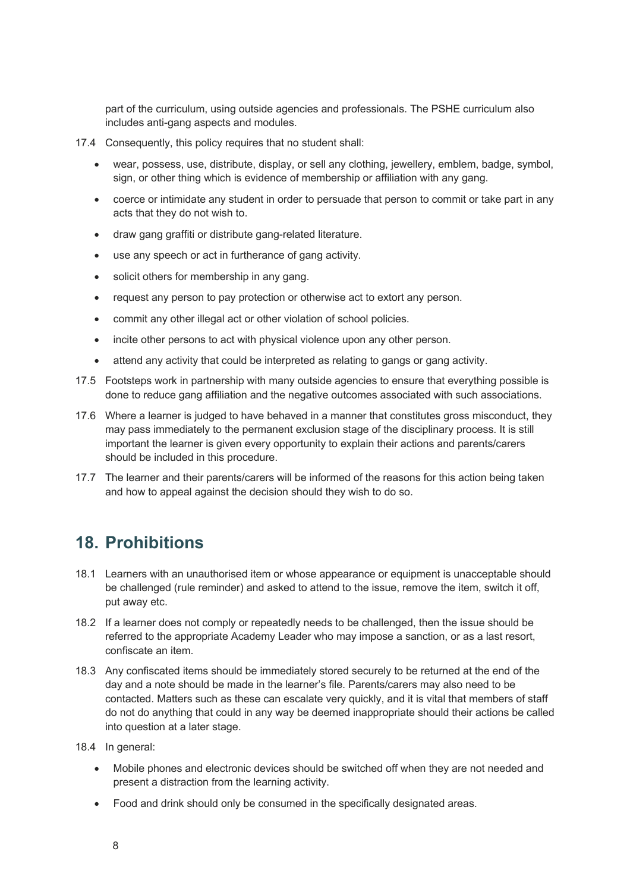part of the curriculum, using outside agencies and professionals. The PSHE curriculum also includes anti-gang aspects and modules.

17.4 Consequently, this policy requires that no student shall:

- wear, possess, use, distribute, display, or sell any clothing, jewellery, emblem, badge, symbol, sign, or other thing which is evidence of membership or affiliation with any gang.
- coerce or intimidate any student in order to persuade that person to commit or take part in any acts that they do not wish to.
- draw gang graffiti or distribute gang-related literature.
- use any speech or act in furtherance of gang activity.
- solicit others for membership in any gang.
- request any person to pay protection or otherwise act to extort any person.
- commit any other illegal act or other violation of school policies.
- incite other persons to act with physical violence upon any other person.
- attend any activity that could be interpreted as relating to gangs or gang activity.

17.5 Footsteps work in partnership with many outside agencies to ensure that everything possible is done to reduce gang affiliation and the negative outcomes associated with such associations.

17.6 Where a learner is judged to have behaved in a manner that constitutes gross misconduct, they may pass immediately to the permanent exclusion stage of the disciplinary process. It is still important the learner is given every opportunity to explain their actions and parents/carers should be included in this procedure.

17.7 The learner and their parents/carers will be informed of the reasons for this action being taken and how to appeal against the decision should they wish to do so.

## 18. Prohibitions

18.1 Learners with an unauthorised item or whose appearance or equipment is unacceptable should be challenged (rule reminder) and asked to attend to the issue, remove the item, switch it off, put away etc.

18.2 If a learner does not comply or repeatedly needs to be challenged, then the issue should be referred to the appropriate Academy Leader who may impose a sanction, or as a last resort, confiscate an item.

18.3 Any confiscated items should be immediately stored securely to be returned at the end of the day and a note should be made in the learner's file. Parents/carers may also need to be contacted. Matters such as these can escalate very quickly, and it is vital that members of staff do not do anything that could in any way be deemed inappropriate should their actions be called into question at a later stage.

18.4 In general:

- Mobile phones and electronic devices should be switched off when they are not needed and present a distraction from the learning activity.
- Food and drink should only be consumed in the specifically designated areas.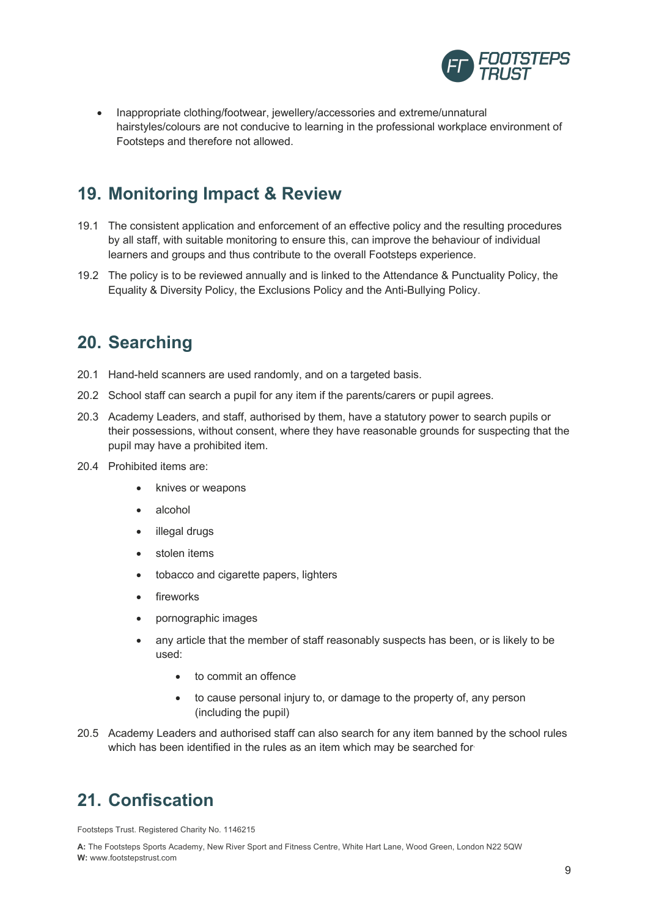- Inappropriate clothing/footwear, jewellery/accessories and extreme/unnatural hairstyles/colours are not conducive to learning in the professional workplace environment of Footsteps and therefore not allowed.

## 19. Monitoring Impact & Review

19.1 The consistent application and enforcement of an effective policy and the resulting procedures by all staff, with suitable monitoring to ensure this, can improve the behaviour of individual learners and groups and thus contribute to the overall Footsteps experience.

19.2 The policy is to be reviewed annually and is linked to the Attendance & Punctuality Policy, the Equality & Diversity Policy, the Exclusions Policy and the Anti-Bullying Policy.

## 20. Searching

20.1 Hand-held scanners are used randomly, and on a targeted basis.

20.2 School staff can search a pupil for any item if the parents/carers or pupil agrees.

20.3 Academy Leaders, and staff, authorised by them, have a statutory power to search pupils or their possessions, without consent, where they have reasonable grounds for suspecting that the pupil may have a prohibited item.

20.4 Prohibited items are:

- knives or weapons
- alcohol
- illegal drugs
- stolen items
- tobacco and cigarette papers, lighters
- fireworks
- pornographic images
- any article that the member of staff reasonably suspects has been, or is likely to be used:
    - to commit an offence
    - to cause personal injury to, or damage to the property of, any person (including the pupil)

20.5 Academy Leaders and authorised staff can also search for any item banned by the school rules which has been identified in the rules as an item which may be searched for.

## 21. Confiscation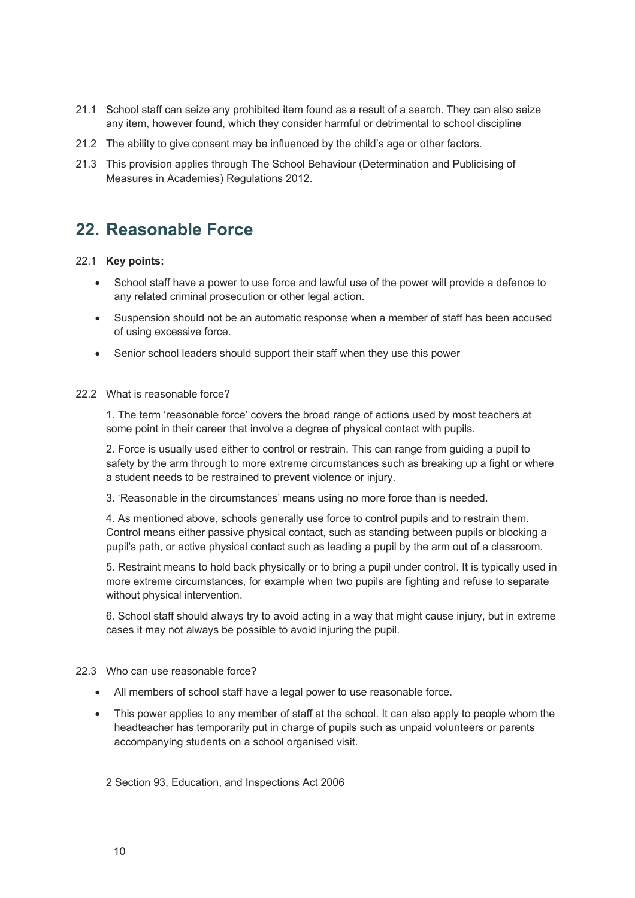21.1 School staff can seize any prohibited item found as a result of a search. They can also seize any item, however found, which they consider harmful or detrimental to school discipline

21.2 The ability to give consent may be influenced by the child's age or other factors.

21.3 This provision applies through The School Behaviour (Determination and Publicising of Measures in Academies) Regulations 2012.

## 22. Reasonable Force

22.1 **Key points:**

- School staff have a power to use force and lawful use of the power will provide a defence to any related criminal prosecution or other legal action.
- Suspension should not be an automatic response when a member of staff has been accused of using excessive force.
- Senior school leaders should support their staff when they use this power

22.2 What is reasonable force?

1. The term 'reasonable force' covers the broad range of actions used by most teachers at some point in their career that involve a degree of physical contact with pupils.

2. Force is usually used either to control or restrain. This can range from guiding a pupil to safety by the arm through to more extreme circumstances such as breaking up a fight or where a student needs to be restrained to prevent violence or injury.

3. 'Reasonable in the circumstances' means using no more force than is needed.

4. As mentioned above, schools generally use force to control pupils and to restrain them. Control means either passive physical contact, such as standing between pupils or blocking a pupil's path, or active physical contact such as leading a pupil by the arm out of a classroom.

5. Restraint means to hold back physically or to bring a pupil under control. It is typically used in more extreme circumstances, for example when two pupils are fighting and refuse to separate without physical intervention.

6. School staff should always try to avoid acting in a way that might cause injury, but in extreme cases it may not always be possible to avoid injuring the pupil.

22.3 Who can use reasonable force?

- All members of school staff have a legal power to use reasonable force.
- This power applies to any member of staff at the school. It can also apply to people whom the headteacher has temporarily put in charge of pupils such as unpaid volunteers or parents accompanying students on a school organised visit.

2 Section 93, Education, and Inspections Act 2006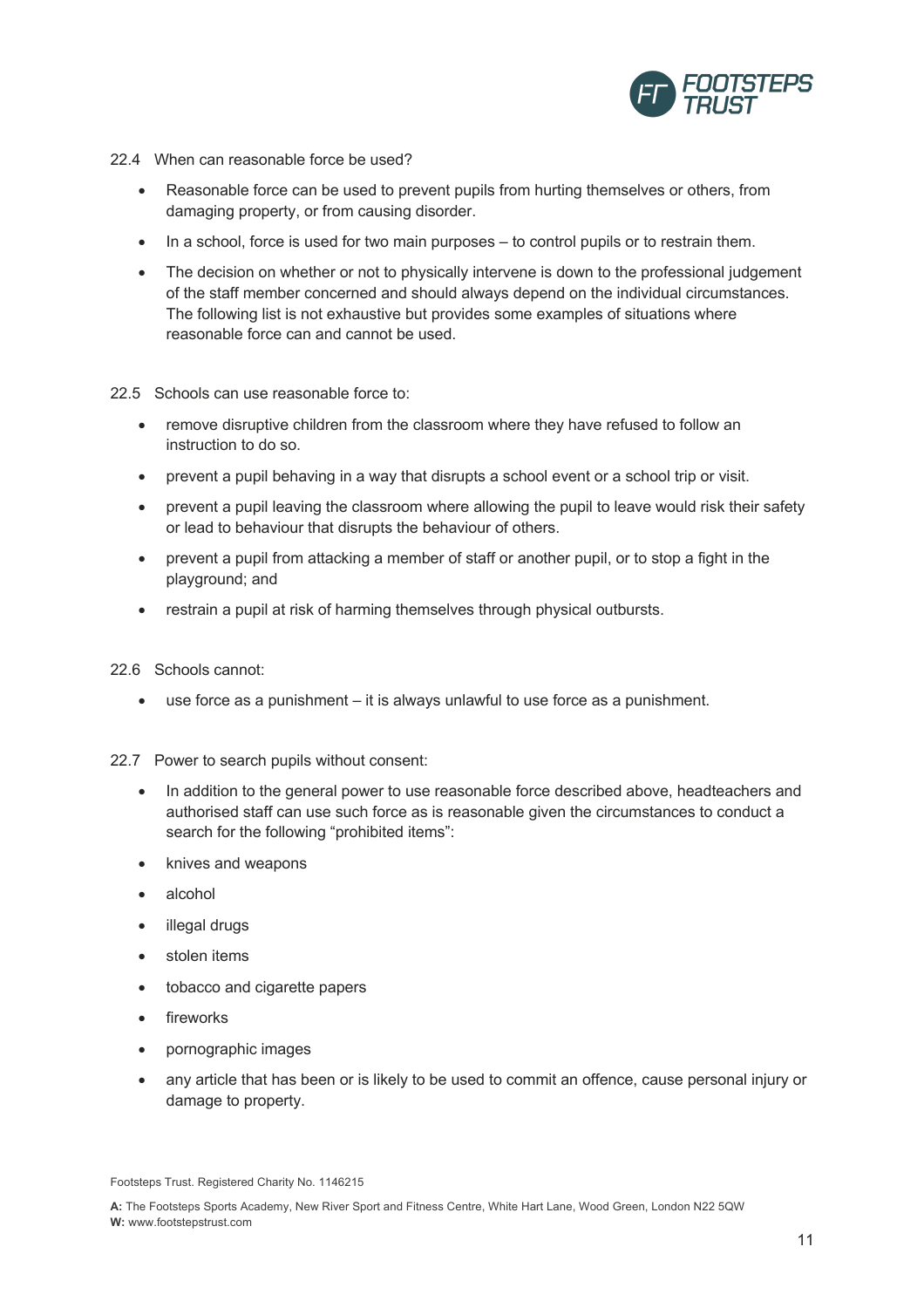22.4 When can reasonable force be used?

- Reasonable force can be used to prevent pupils from hurting themselves or others, from damaging property, or from causing disorder.
- In a school, force is used for two main purposes – to control pupils or to restrain them.
- The decision on whether or not to physically intervene is down to the professional judgement of the staff member concerned and should always depend on the individual circumstances. The following list is not exhaustive but provides some examples of situations where reasonable force can and cannot be used.

22.5 Schools can use reasonable force to:

- remove disruptive children from the classroom where they have refused to follow an instruction to do so.
- prevent a pupil behaving in a way that disrupts a school event or a school trip or visit.
- prevent a pupil leaving the classroom where allowing the pupil to leave would risk their safety or lead to behaviour that disrupts the behaviour of others.
- prevent a pupil from attacking a member of staff or another pupil, or to stop a fight in the playground; and
- restrain a pupil at risk of harming themselves through physical outbursts.

22.6 Schools cannot:

- use force as a punishment – it is always unlawful to use force as a punishment.

22.7 Power to search pupils without consent:

- In addition to the general power to use reasonable force described above, headteachers and authorised staff can use such force as is reasonable given the circumstances to conduct a search for the following "prohibited items":
- knives and weapons
- alcohol
- illegal drugs
- stolen items
- tobacco and cigarette papers
- fireworks
- pornographic images
- any article that has been or is likely to be used to commit an offence, cause personal injury or damage to property.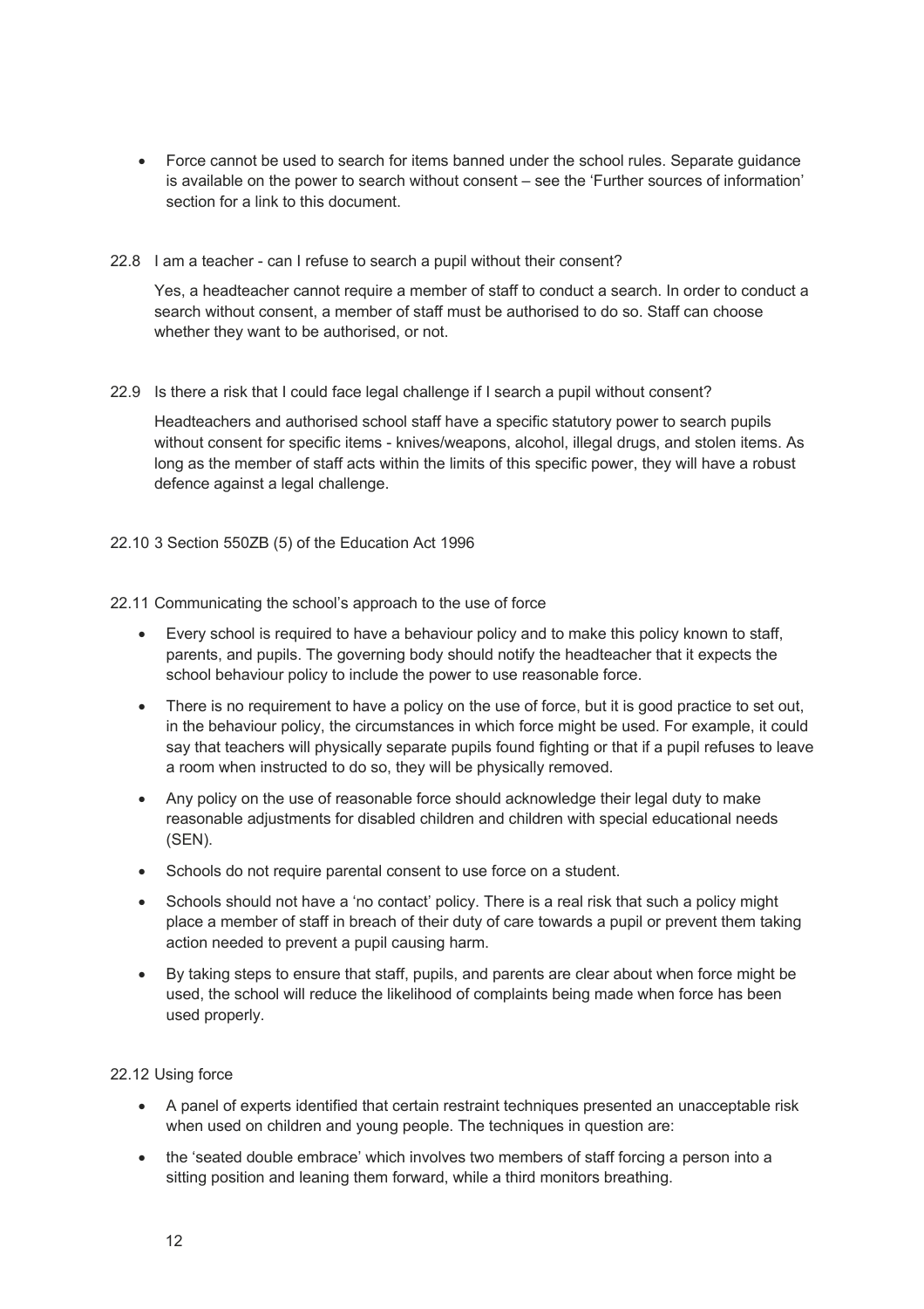- Force cannot be used to search for items banned under the school rules. Separate guidance is available on the power to search without consent – see the 'Further sources of information' section for a link to this document.

22.8 I am a teacher - can I refuse to search a pupil without their consent?

Yes, a headteacher cannot require a member of staff to conduct a search. In order to conduct a search without consent, a member of staff must be authorised to do so. Staff can choose whether they want to be authorised, or not.

22.9 Is there a risk that I could face legal challenge if I search a pupil without consent?

Headteachers and authorised school staff have a specific statutory power to search pupils without consent for specific items - knives/weapons, alcohol, illegal drugs, and stolen items. As long as the member of staff acts within the limits of this specific power, they will have a robust defence against a legal challenge.

22.10 3 Section 550ZB (5) of the Education Act 1996

22.11 Communicating the school's approach to the use of force

- Every school is required to have a behaviour policy and to make this policy known to staff, parents, and pupils. The governing body should notify the headteacher that it expects the school behaviour policy to include the power to use reasonable force.
- There is no requirement to have a policy on the use of force, but it is good practice to set out, in the behaviour policy, the circumstances in which force might be used. For example, it could say that teachers will physically separate pupils found fighting or that if a pupil refuses to leave a room when instructed to do so, they will be physically removed.
- Any policy on the use of reasonable force should acknowledge their legal duty to make reasonable adjustments for disabled children and children with special educational needs (SEN).
- Schools do not require parental consent to use force on a student.
- Schools should not have a 'no contact' policy. There is a real risk that such a policy might place a member of staff in breach of their duty of care towards a pupil or prevent them taking action needed to prevent a pupil causing harm.
- By taking steps to ensure that staff, pupils, and parents are clear about when force might be used, the school will reduce the likelihood of complaints being made when force has been used properly.

22.12 Using force

- A panel of experts identified that certain restraint techniques presented an unacceptable risk when used on children and young people. The techniques in question are:
- the 'seated double embrace' which involves two members of staff forcing a person into a sitting position and leaning them forward, while a third monitors breathing.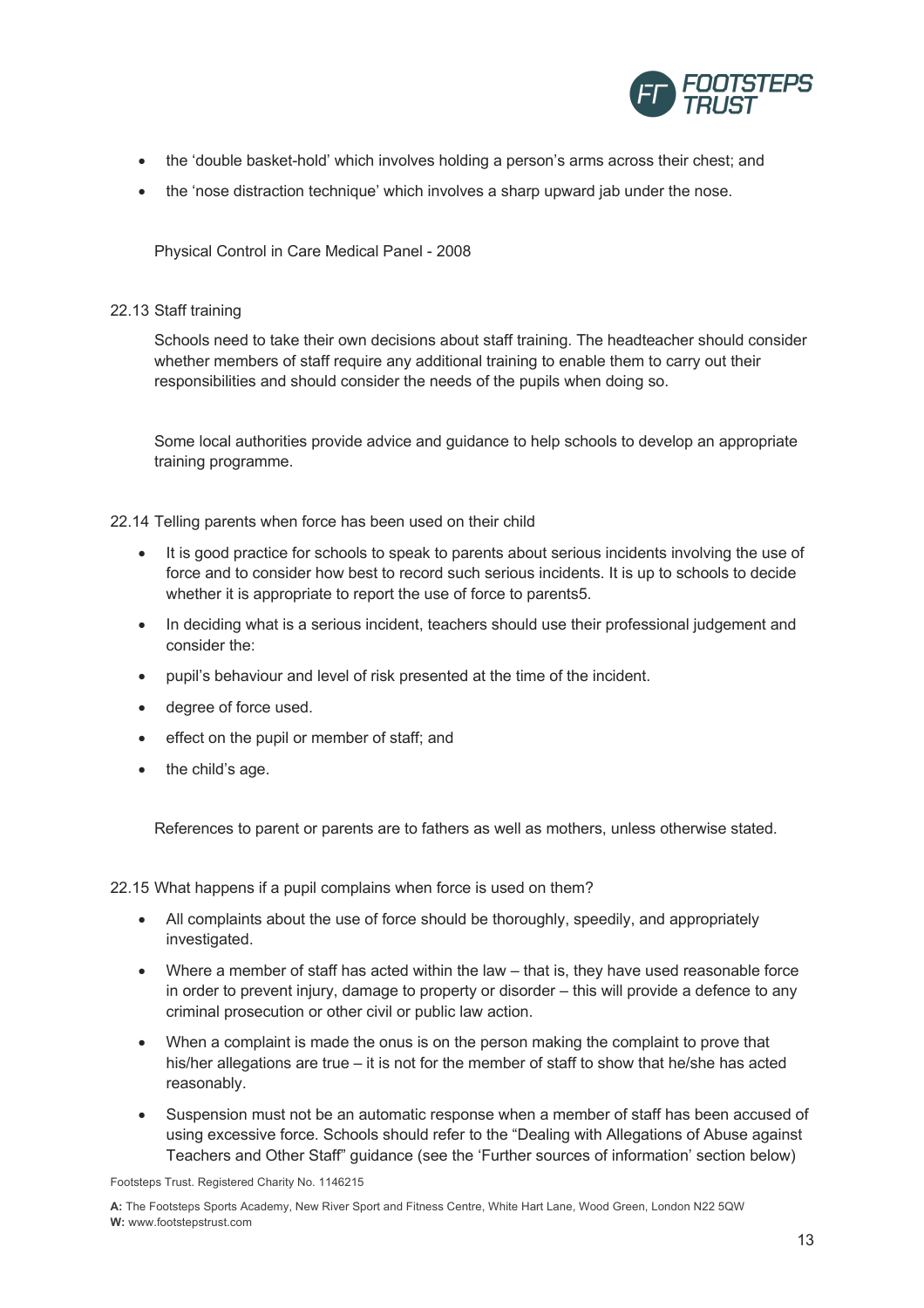- the 'double basket-hold' which involves holding a person's arms across their chest; and
- the 'nose distraction technique' which involves a sharp upward jab under the nose.

Physical Control in Care Medical Panel - 2008

22.13 Staff training

Schools need to take their own decisions about staff training. The headteacher should consider whether members of staff require any additional training to enable them to carry out their responsibilities and should consider the needs of the pupils when doing so.

Some local authorities provide advice and guidance to help schools to develop an appropriate training programme.

22.14 Telling parents when force has been used on their child

- It is good practice for schools to speak to parents about serious incidents involving the use of force and to consider how best to record such serious incidents. It is up to schools to decide whether it is appropriate to report the use of force to parents5.
- In deciding what is a serious incident, teachers should use their professional judgement and consider the:
- pupil's behaviour and level of risk presented at the time of the incident.
- degree of force used.
- effect on the pupil or member of staff; and
- the child's age.

References to parent or parents are to fathers as well as mothers, unless otherwise stated.

22.15 What happens if a pupil complains when force is used on them?

- All complaints about the use of force should be thoroughly, speedily, and appropriately investigated.
- Where a member of staff has acted within the law – that is, they have used reasonable force in order to prevent injury, damage to property or disorder – this will provide a defence to any criminal prosecution or other civil or public law action.
- When a complaint is made the onus is on the person making the complaint to prove that his/her allegations are true – it is not for the member of staff to show that he/she has acted reasonably.
- Suspension must not be an automatic response when a member of staff has been accused of using excessive force. Schools should refer to the "Dealing with Allegations of Abuse against Teachers and Other Staff" guidance (see the 'Further sources of information' section below)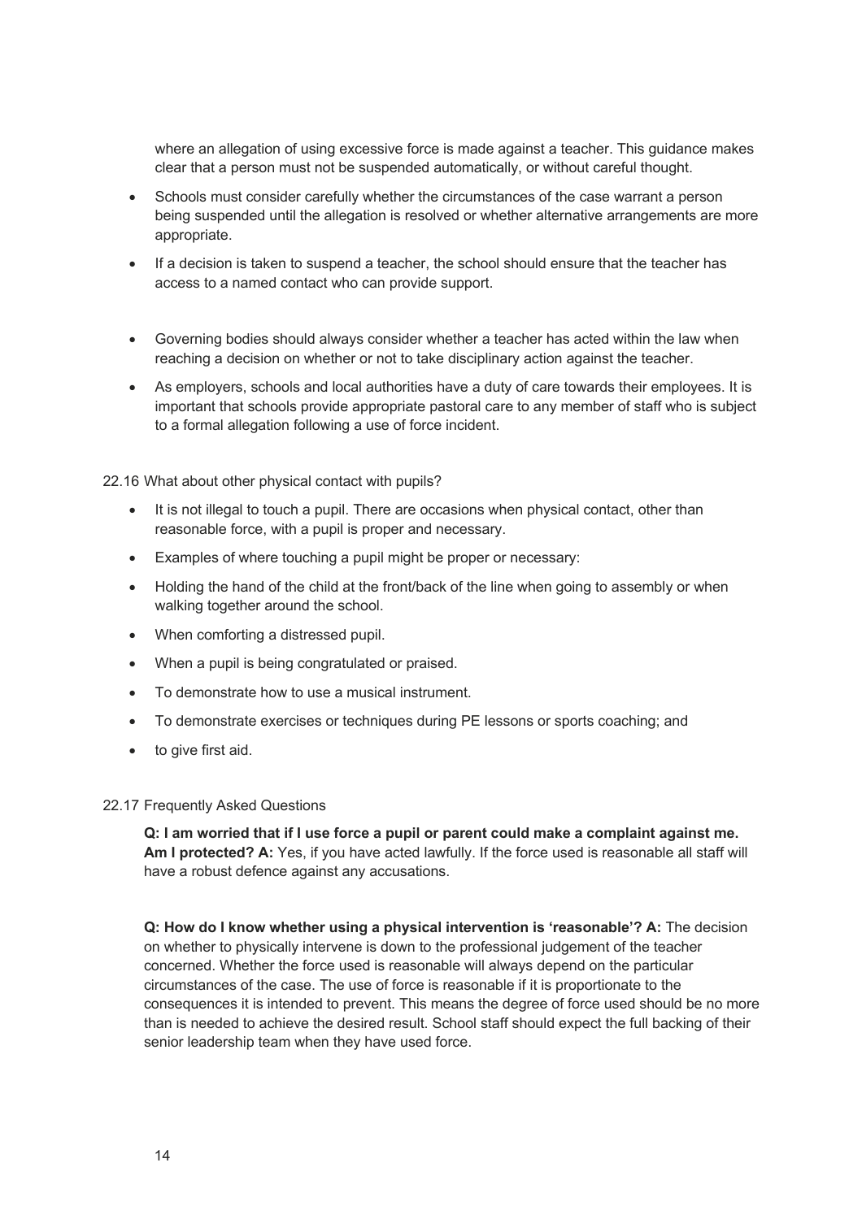where an allegation of using excessive force is made against a teacher. This guidance makes clear that a person must not be suspended automatically, or without careful thought.

- Schools must consider carefully whether the circumstances of the case warrant a person being suspended until the allegation is resolved or whether alternative arrangements are more appropriate.
- If a decision is taken to suspend a teacher, the school should ensure that the teacher has access to a named contact who can provide support.
- Governing bodies should always consider whether a teacher has acted within the law when reaching a decision on whether or not to take disciplinary action against the teacher.
- As employers, schools and local authorities have a duty of care towards their employees. It is important that schools provide appropriate pastoral care to any member of staff who is subject to a formal allegation following a use of force incident.

22.16 What about other physical contact with pupils?

- It is not illegal to touch a pupil. There are occasions when physical contact, other than reasonable force, with a pupil is proper and necessary.
- Examples of where touching a pupil might be proper or necessary:
- Holding the hand of the child at the front/back of the line when going to assembly or when walking together around the school.
- When comforting a distressed pupil.
- When a pupil is being congratulated or praised.
- To demonstrate how to use a musical instrument.
- To demonstrate exercises or techniques during PE lessons or sports coaching; and
- to give first aid.

22.17 Frequently Asked Questions

**Q: I am worried that if I use force a pupil or parent could make a complaint against me. Am I protected? A:** Yes, if you have acted lawfully. If the force used is reasonable all staff will have a robust defence against any accusations.

**Q: How do I know whether using a physical intervention is 'reasonable'? A:** The decision on whether to physically intervene is down to the professional judgement of the teacher concerned. Whether the force used is reasonable will always depend on the particular circumstances of the case. The use of force is reasonable if it is proportionate to the consequences it is intended to prevent. This means the degree of force used should be no more than is needed to achieve the desired result. School staff should expect the full backing of their senior leadership team when they have used force.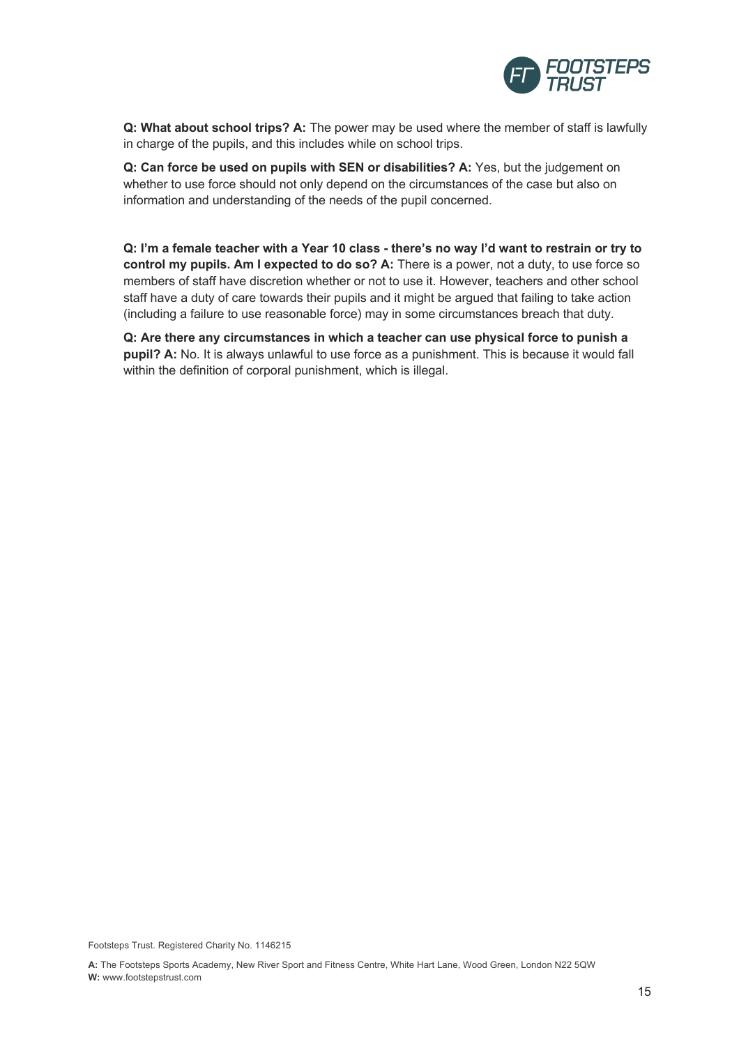**Q: What about school trips? A:** The power may be used where the member of staff is lawfully in charge of the pupils, and this includes while on school trips.

**Q: Can force be used on pupils with SEN or disabilities? A:** Yes, but the judgement on whether to use force should not only depend on the circumstances of the case but also on information and understanding of the needs of the pupil concerned.

**Q: I'm a female teacher with a Year 10 class - there's no way I'd want to restrain or try to control my pupils. Am I expected to do so? A:** There is a power, not a duty, to use force so members of staff have discretion whether or not to use it. However, teachers and other school staff have a duty of care towards their pupils and it might be argued that failing to take action (including a failure to use reasonable force) may in some circumstances breach that duty.

**Q: Are there any circumstances in which a teacher can use physical force to punish a pupil? A:** No. It is always unlawful to use force as a punishment. This is because it would fall within the definition of corporal punishment, which is illegal.